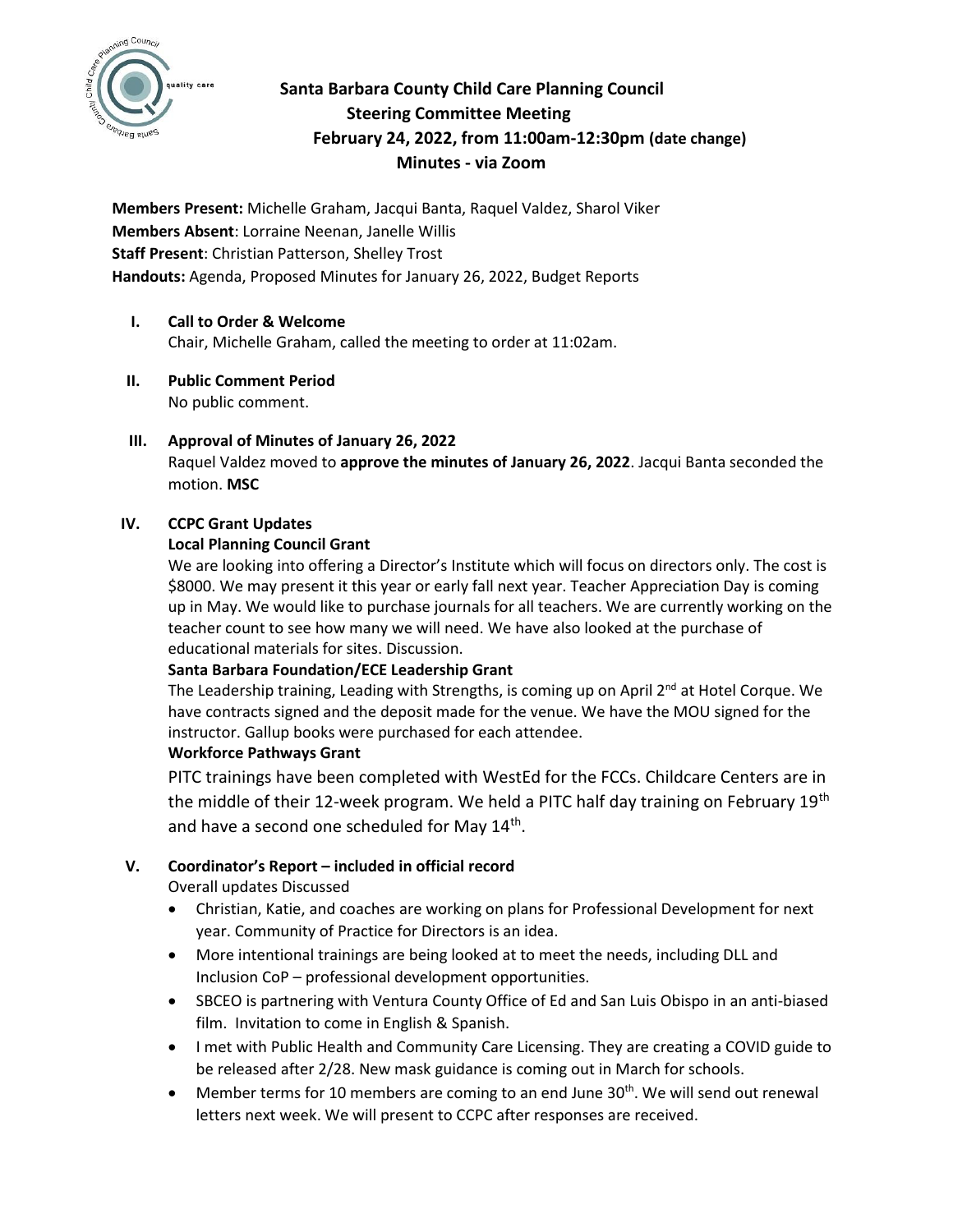# Santa Barbara County Child Care Planning Council
## Steering Committee Meeting
## February 24, 2022, from 11:00am-12:30pm (date change)
## Minutes - via Zoom

**Members Present:** Michelle Graham, Jacqui Banta, Raquel Valdez, Sharol Viker
**Members Absent**: Lorraine Neenan, Janelle Willis
**Staff Present**: Christian Patterson, Shelley Trost
**Handouts:** Agenda, Proposed Minutes for January 26, 2022, Budget Reports

**I. Call to Order & Welcome**

Chair, Michelle Graham, called the meeting to order at 11:02am.

**II. Public Comment Period**

No public comment.

**III. Approval of Minutes of January 26, 2022**

Raquel Valdez moved to **approve the minutes of January 26, 2022**. Jacqui Banta seconded the motion. **MSC**

**IV. CCPC Grant Updates**

**Local Planning Council Grant**

We are looking into offering a Director's Institute which will focus on directors only. The cost is $8000. We may present it this year or early fall next year. Teacher Appreciation Day is coming up in May. We would like to purchase journals for all teachers. We are currently working on the teacher count to see how many we will need. We have also looked at the purchase of educational materials for sites. Discussion.

**Santa Barbara Foundation/ECE Leadership Grant**

The Leadership training, Leading with Strengths, is coming up on April 2nd at Hotel Corque. We have contracts signed and the deposit made for the venue. We have the MOU signed for the instructor. Gallup books were purchased for each attendee.

**Workforce Pathways Grant**

PITC trainings have been completed with WestEd for the FCCs. Childcare Centers are in the middle of their 12-week program. We held a PITC half day training on February 19th and have a second one scheduled for May 14th.

**V. Coordinator's Report – included in official record**

Overall updates Discussed

- Christian, Katie, and coaches are working on plans for Professional Development for next year. Community of Practice for Directors is an idea.
- More intentional trainings are being looked at to meet the needs, including DLL and Inclusion CoP – professional development opportunities.
- SBCEO is partnering with Ventura County Office of Ed and San Luis Obispo in an anti-biased film. Invitation to come in English & Spanish.
- I met with Public Health and Community Care Licensing. They are creating a COVID guide to be released after 2/28. New mask guidance is coming out in March for schools.
- Member terms for 10 members are coming to an end June 30th. We will send out renewal letters next week. We will present to CCPC after responses are received.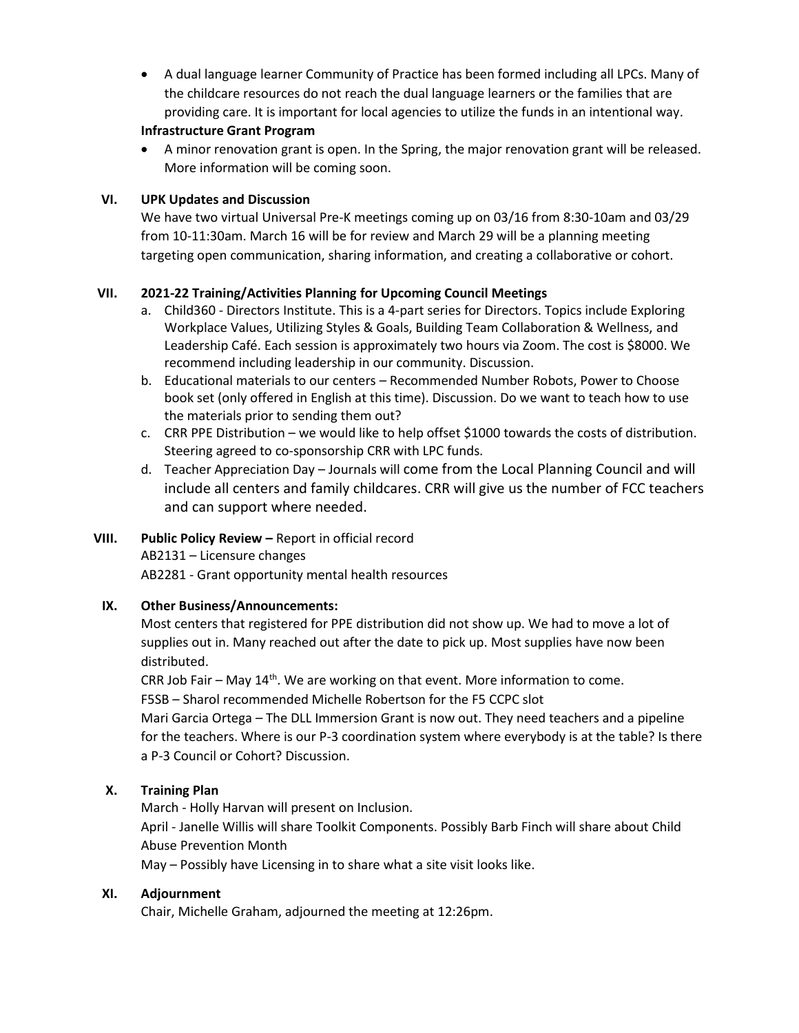- A dual language learner Community of Practice has been formed including all LPCs. Many of the childcare resources do not reach the dual language learners or the families that are providing care. It is important for local agencies to utilize the funds in an intentional way.

**Infrastructure Grant Program**

- A minor renovation grant is open. In the Spring, the major renovation grant will be released. More information will be coming soon.

## VI. UPK Updates and Discussion

We have two virtual Universal Pre-K meetings coming up on 03/16 from 8:30-10am and 03/29 from 10-11:30am. March 16 will be for review and March 29 will be a planning meeting targeting open communication, sharing information, and creating a collaborative or cohort.

## VII. 2021-22 Training/Activities Planning for Upcoming Council Meetings

a. Child360 - Directors Institute. This is a 4-part series for Directors. Topics include Exploring Workplace Values, Utilizing Styles & Goals, Building Team Collaboration & Wellness, and Leadership Café. Each session is approximately two hours via Zoom. The cost is $8000. We recommend including leadership in our community. Discussion.

b. Educational materials to our centers – Recommended Number Robots, Power to Choose book set (only offered in English at this time). Discussion. Do we want to teach how to use the materials prior to sending them out?

c. CRR PPE Distribution – we would like to help offset $1000 towards the costs of distribution. Steering agreed to co-sponsorship CRR with LPC funds.

d. Teacher Appreciation Day – Journals will come from the Local Planning Council and will include all centers and family childcares. CRR will give us the number of FCC teachers and can support where needed.

## VIII. Public Policy Review – Report in official record

AB2131 – Licensure changes

AB2281 - Grant opportunity mental health resources

## IX. Other Business/Announcements:

Most centers that registered for PPE distribution did not show up. We had to move a lot of supplies out in. Many reached out after the date to pick up. Most supplies have now been distributed.

CRR Job Fair – May 14th. We are working on that event. More information to come.

F5SB – Sharol recommended Michelle Robertson for the F5 CCPC slot

Mari Garcia Ortega – The DLL Immersion Grant is now out. They need teachers and a pipeline for the teachers. Where is our P-3 coordination system where everybody is at the table? Is there a P-3 Council or Cohort? Discussion.

## X. Training Plan

March - Holly Harvan will present on Inclusion.

April - Janelle Willis will share Toolkit Components. Possibly Barb Finch will share about Child Abuse Prevention Month

May – Possibly have Licensing in to share what a site visit looks like.

## XI. Adjournment

Chair, Michelle Graham, adjourned the meeting at 12:26pm.